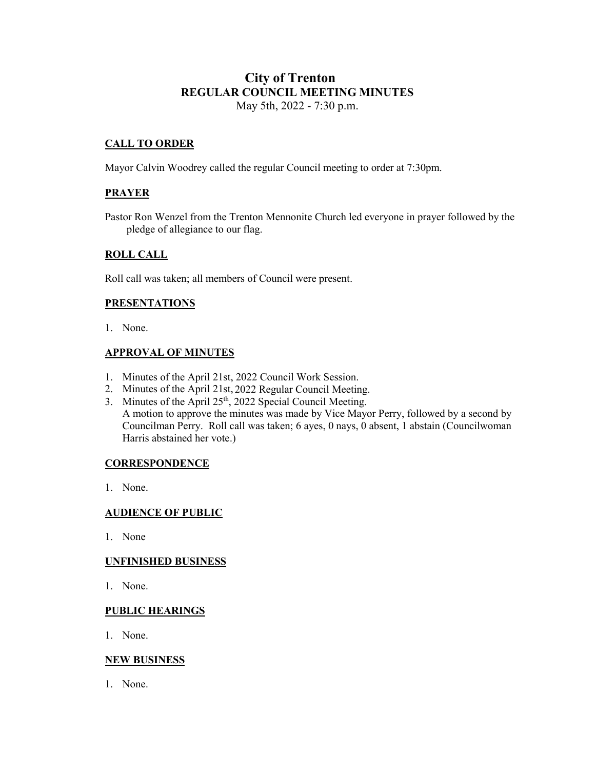# City of Trenton
## REGULAR COUNCIL MEETING MINUTES

May 5th, 2022 - 7:30 p.m.

### CALL TO ORDER

Mayor Calvin Woodrey called the regular Council meeting to order at 7:30pm.

### PRAYER

Pastor Ron Wenzel from the Trenton Mennonite Church led everyone in prayer followed by the pledge of allegiance to our flag.

### ROLL CALL

Roll call was taken; all members of Council were present.

### PRESENTATIONS

1. None.

### APPROVAL OF MINUTES

1. Minutes of the April 21st, 2022 Council Work Session.
2. Minutes of the April 21st, 2022 Regular Council Meeting.
3. Minutes of the April 25th, 2022 Special Council Meeting.
   A motion to approve the minutes was made by Vice Mayor Perry, followed by a second by Councilman Perry. Roll call was taken; 6 ayes, 0 nays, 0 absent, 1 abstain (Councilwoman Harris abstained her vote.)

### CORRESPONDENCE

1. None.

### AUDIENCE OF PUBLIC

1. None

### UNFINISHED BUSINESS

1. None.

### PUBLIC HEARINGS

1. None.

### NEW BUSINESS

1. None.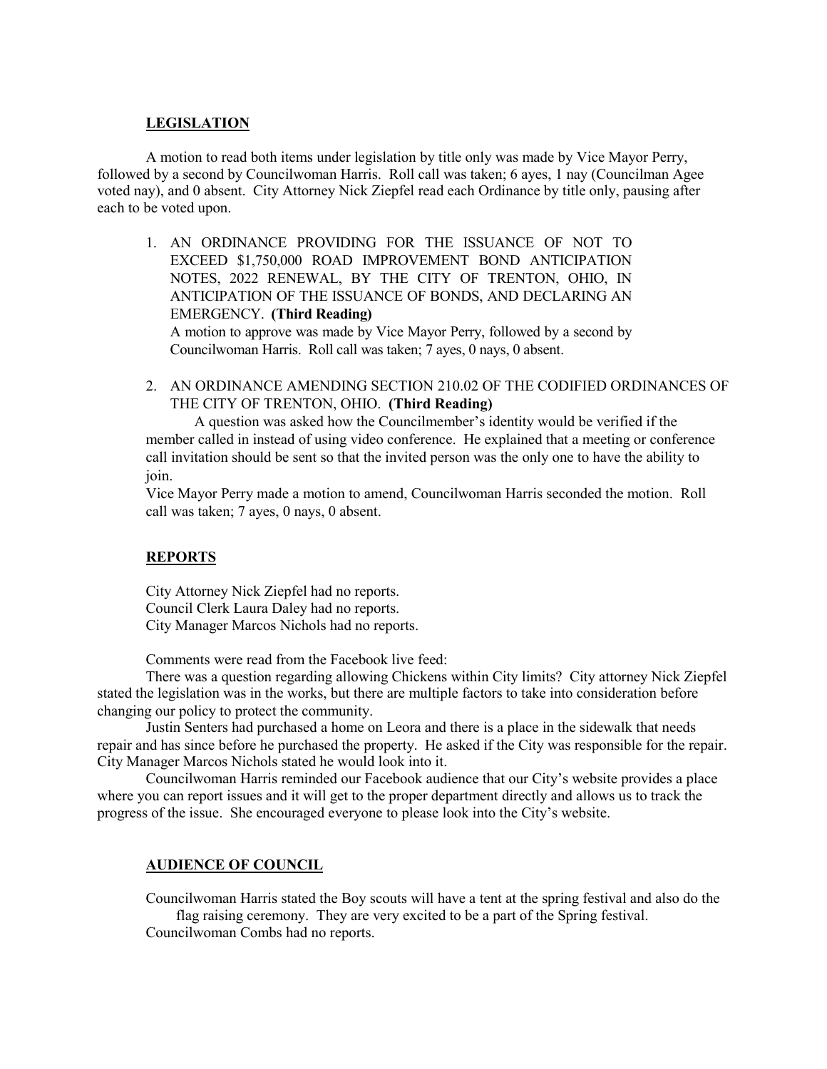## LEGISLATION

A motion to read both items under legislation by title only was made by Vice Mayor Perry, followed by a second by Councilwoman Harris. Roll call was taken; 6 ayes, 1 nay (Councilman Agee voted nay), and 0 absent. City Attorney Nick Ziepfel read each Ordinance by title only, pausing after each to be voted upon.

1. AN ORDINANCE PROVIDING FOR THE ISSUANCE OF NOT TO EXCEED $1,750,000 ROAD IMPROVEMENT BOND ANTICIPATION NOTES, 2022 RENEWAL, BY THE CITY OF TRENTON, OHIO, IN ANTICIPATION OF THE ISSUANCE OF BONDS, AND DECLARING AN EMERGENCY. **(Third Reading)**
   A motion to approve was made by Vice Mayor Perry, followed by a second by Councilwoman Harris. Roll call was taken; 7 ayes, 0 nays, 0 absent.

2. AN ORDINANCE AMENDING SECTION 210.02 OF THE CODIFIED ORDINANCES OF THE CITY OF TRENTON, OHIO. **(Third Reading)**
   A question was asked how the Councilmember's identity would be verified if the member called in instead of using video conference. He explained that a meeting or conference call invitation should be sent so that the invited person was the only one to have the ability to join.
   Vice Mayor Perry made a motion to amend, Councilwoman Harris seconded the motion. Roll call was taken; 7 ayes, 0 nays, 0 absent.

## REPORTS

City Attorney Nick Ziepfel had no reports.
Council Clerk Laura Daley had no reports.
City Manager Marcos Nichols had no reports.

Comments were read from the Facebook live feed:

There was a question regarding allowing Chickens within City limits? City attorney Nick Ziepfel stated the legislation was in the works, but there are multiple factors to take into consideration before changing our policy to protect the community.

Justin Senters had purchased a home on Leora and there is a place in the sidewalk that needs repair and has since before he purchased the property. He asked if the City was responsible for the repair. City Manager Marcos Nichols stated he would look into it.

Councilwoman Harris reminded our Facebook audience that our City's website provides a place where you can report issues and it will get to the proper department directly and allows us to track the progress of the issue. She encouraged everyone to please look into the City's website.

## AUDIENCE OF COUNCIL

Councilwoman Harris stated the Boy scouts will have a tent at the spring festival and also do the flag raising ceremony. They are very excited to be a part of the Spring festival.
Councilwoman Combs had no reports.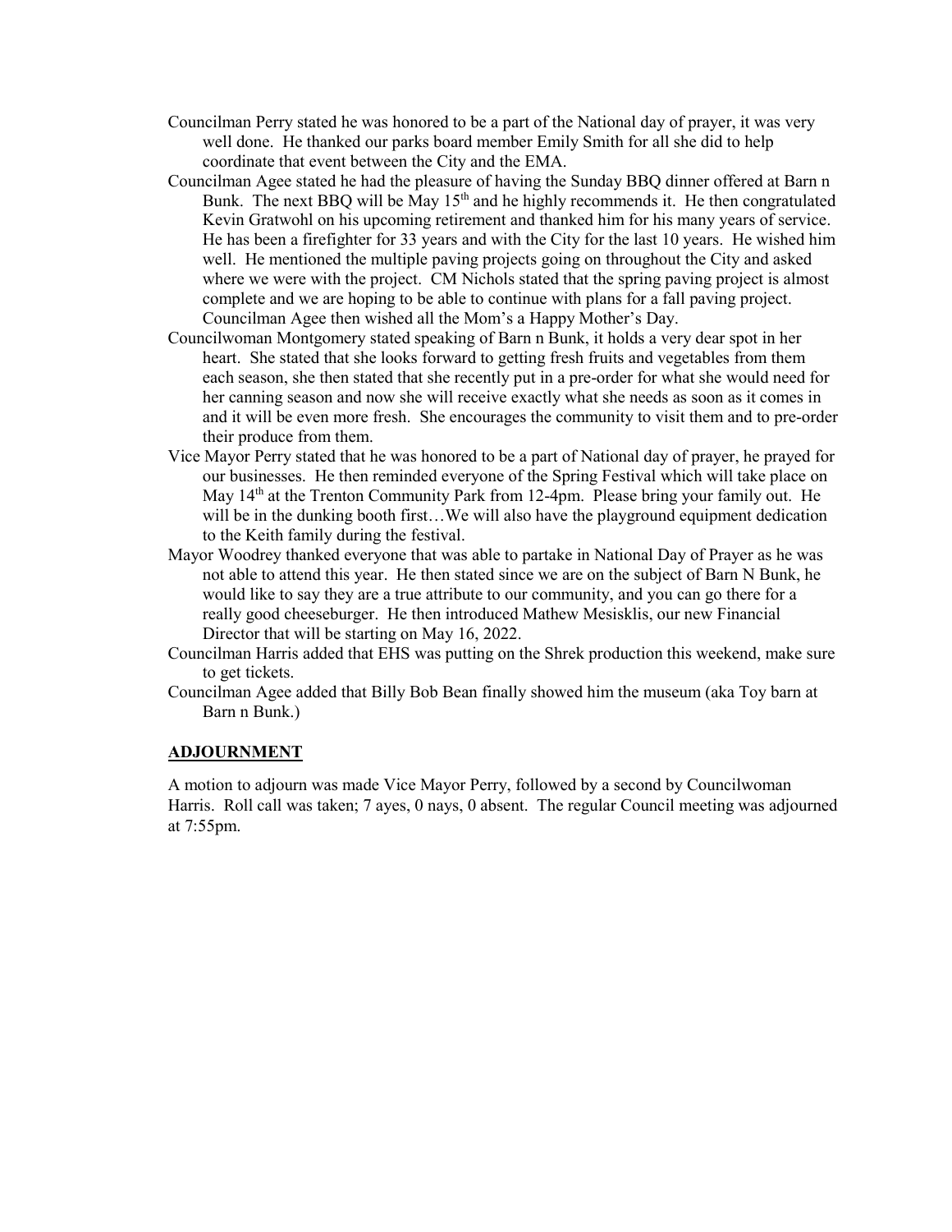Councilman Perry stated he was honored to be a part of the National day of prayer, it was very well done. He thanked our parks board member Emily Smith for all she did to help coordinate that event between the City and the EMA.

Councilman Agee stated he had the pleasure of having the Sunday BBQ dinner offered at Barn n Bunk. The next BBQ will be May 15th and he highly recommends it. He then congratulated Kevin Gratwohl on his upcoming retirement and thanked him for his many years of service. He has been a firefighter for 33 years and with the City for the last 10 years. He wished him well. He mentioned the multiple paving projects going on throughout the City and asked where we were with the project. CM Nichols stated that the spring paving project is almost complete and we are hoping to be able to continue with plans for a fall paving project. Councilman Agee then wished all the Mom's a Happy Mother's Day.

Councilwoman Montgomery stated speaking of Barn n Bunk, it holds a very dear spot in her heart. She stated that she looks forward to getting fresh fruits and vegetables from them each season, she then stated that she recently put in a pre-order for what she would need for her canning season and now she will receive exactly what she needs as soon as it comes in and it will be even more fresh. She encourages the community to visit them and to pre-order their produce from them.

Vice Mayor Perry stated that he was honored to be a part of National day of prayer, he prayed for our businesses. He then reminded everyone of the Spring Festival which will take place on May 14th at the Trenton Community Park from 12-4pm. Please bring your family out. He will be in the dunking booth first…We will also have the playground equipment dedication to the Keith family during the festival.

Mayor Woodrey thanked everyone that was able to partake in National Day of Prayer as he was not able to attend this year. He then stated since we are on the subject of Barn N Bunk, he would like to say they are a true attribute to our community, and you can go there for a really good cheeseburger. He then introduced Mathew Mesisklis, our new Financial Director that will be starting on May 16, 2022.

Councilman Harris added that EHS was putting on the Shrek production this weekend, make sure to get tickets.

Councilman Agee added that Billy Bob Bean finally showed him the museum (aka Toy barn at Barn n Bunk.)

## ADJOURNMENT

A motion to adjourn was made Vice Mayor Perry, followed by a second by Councilwoman Harris. Roll call was taken; 7 ayes, 0 nays, 0 absent. The regular Council meeting was adjourned at 7:55pm.